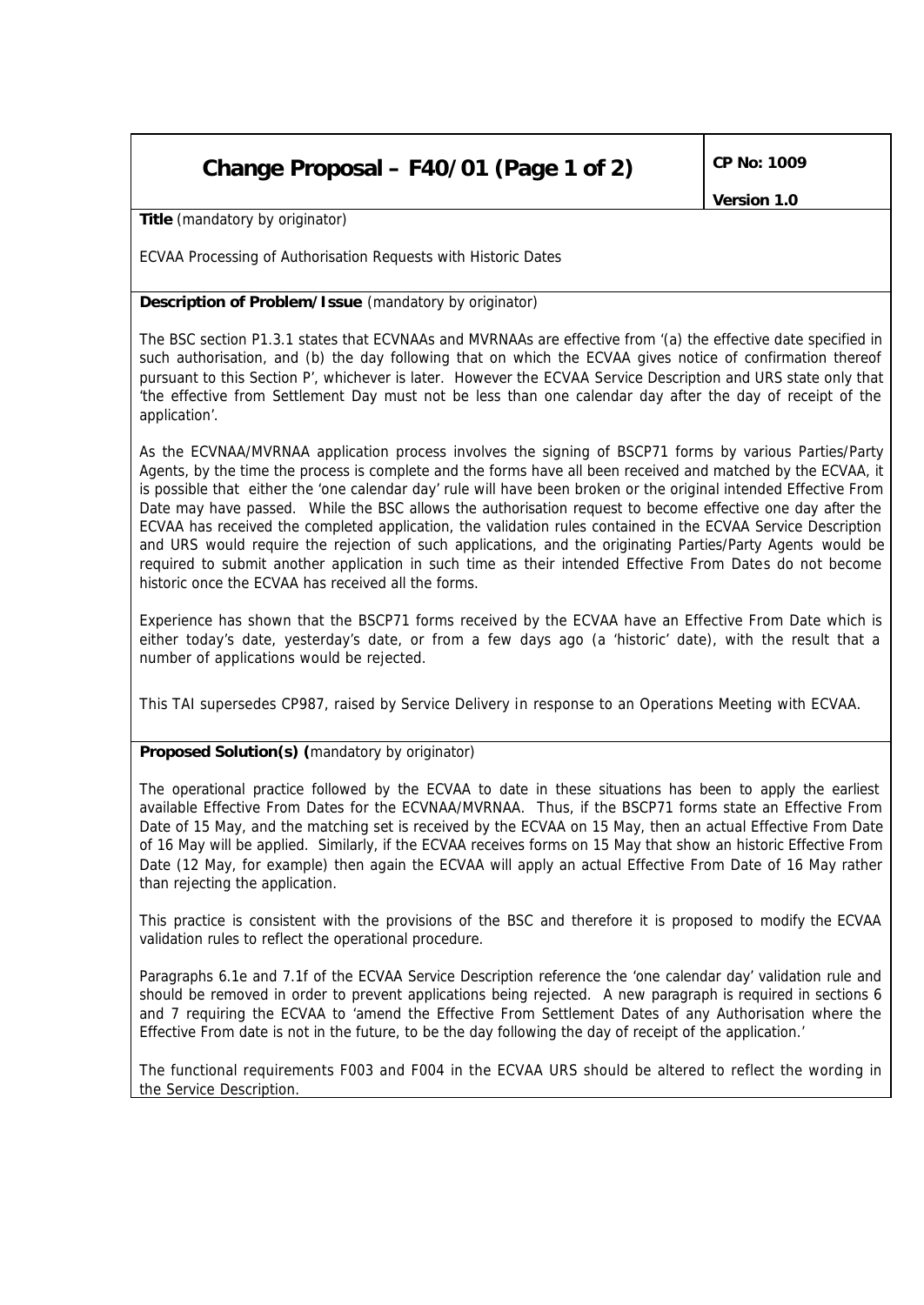# Change Proposal – F40/01 (Page 1 of 2)

**CP No: 1009**

**Version 1.0**

**Title** (mandatory by originator)

ECVAA Processing of Authorisation Requests with Historic Dates

**Description of Problem/Issue** (mandatory by originator)

The BSC section P1.3.1 states that ECVNAAs and MVRNAAs are effective from '(a) the effective date specified in such authorisation, and (b) the day following that on which the ECVAA gives notice of confirmation thereof pursuant to this Section P', whichever is later. However the ECVAA Service Description and URS state only that 'the effective from Settlement Day must not be less than one calendar day after the day of receipt of the application'.

As the ECVNAA/MVRNAA application process involves the signing of BSCP71 forms by various Parties/Party Agents, by the time the process is complete and the forms have all been received and matched by the ECVAA, it is possible that either the 'one calendar day' rule will have been broken or the original intended Effective From Date may have passed. While the BSC allows the authorisation request to become effective one day after the ECVAA has received the completed application, the validation rules contained in the ECVAA Service Description and URS would require the rejection of such applications, and the originating Parties/Party Agents would be required to submit another application in such time as their intended Effective From Dates do not become historic once the ECVAA has received all the forms.

Experience has shown that the BSCP71 forms received by the ECVAA have an Effective From Date which is either today's date, yesterday's date, or from a few days ago (a 'historic' date), with the result that a number of applications would be rejected.

This TAI supersedes CP987, raised by Service Delivery in response to an Operations Meeting with ECVAA.

**Proposed Solution(s) (**mandatory by originator)

The operational practice followed by the ECVAA to date in these situations has been to apply the earliest available Effective From Dates for the ECVNAA/MVRNAA. Thus, if the BSCP71 forms state an Effective From Date of 15 May, and the matching set is received by the ECVAA on 15 May, then an actual Effective From Date of 16 May will be applied. Similarly, if the ECVAA receives forms on 15 May that show an historic Effective From Date (12 May, for example) then again the ECVAA will apply an actual Effective From Date of 16 May rather than rejecting the application.

This practice is consistent with the provisions of the BSC and therefore it is proposed to modify the ECVAA validation rules to reflect the operational procedure.

Paragraphs 6.1e and 7.1f of the ECVAA Service Description reference the 'one calendar day' validation rule and should be removed in order to prevent applications being rejected. A new paragraph is required in sections 6 and 7 requiring the ECVAA to 'amend the Effective From Settlement Dates of any Authorisation where the Effective From date is not in the future, to be the day following the day of receipt of the application.'

The functional requirements F003 and F004 in the ECVAA URS should be altered to reflect the wording in the Service Description.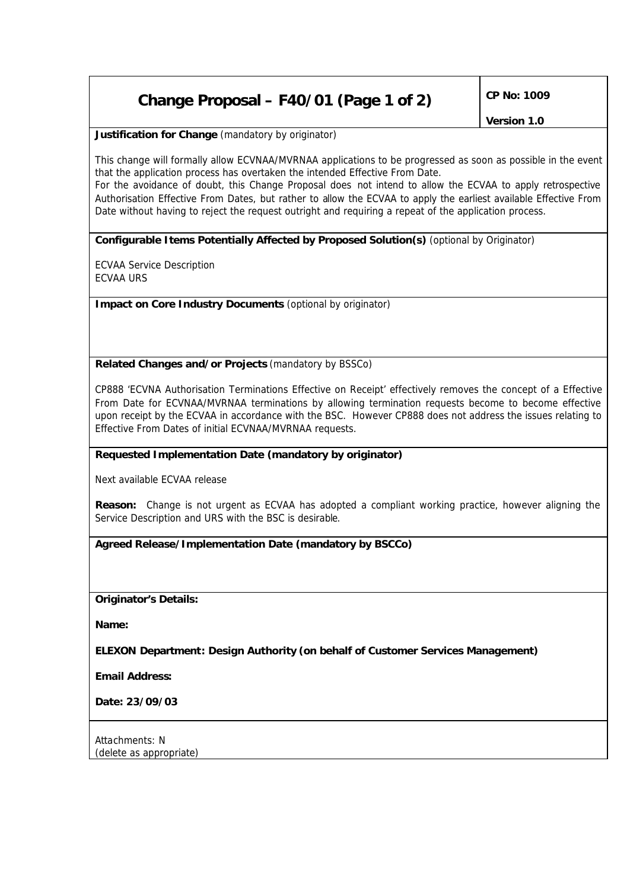# Change Proposal – F40/01 (Page 1 of 2)

**CP No: 1009**

**Version 1.0**

**Justification for Change** (mandatory by originator)

This change will formally allow ECVNAA/MVRNAA applications to be progressed as soon as possible in the event that the application process has overtaken the intended Effective From Date.

For the avoidance of doubt, this Change Proposal does not intend to allow the ECVAA to apply retrospective Authorisation Effective From Dates, but rather to allow the ECVAA to apply the earliest available Effective From Date without having to reject the request outright and requiring a repeat of the application process.

**Configurable Items Potentially Affected by Proposed Solution(s)** (optional by Originator)

ECVAA Service Description
ECVAA URS

**Impact on Core Industry Documents** (optional by originator)

**Related Changes and/or Projects** (mandatory by BSSCo)

CP888 'ECVNA Authorisation Terminations Effective on Receipt' effectively removes the concept of a Effective From Date for ECVNAA/MVRNAA terminations by allowing termination requests become to become effective upon receipt by the ECVAA in accordance with the BSC. However CP888 does not address the issues relating to Effective From Dates of initial ECVNAA/MVRNAA requests.

**Requested Implementation Date (mandatory by originator)**

Next available ECVAA release

**Reason:** Change is not urgent as ECVAA has adopted a compliant working practice, however aligning the Service Description and URS with the BSC is desirable.

**Agreed Release/Implementation Date (mandatory by BSCCo)**

**Originator's Details:**

**Name:**

**ELEXON Department: Design Authority (on behalf of Customer Services Management)**

**Email Address:**

**Date: 23/09/03**

Attachments: N
(delete as appropriate)